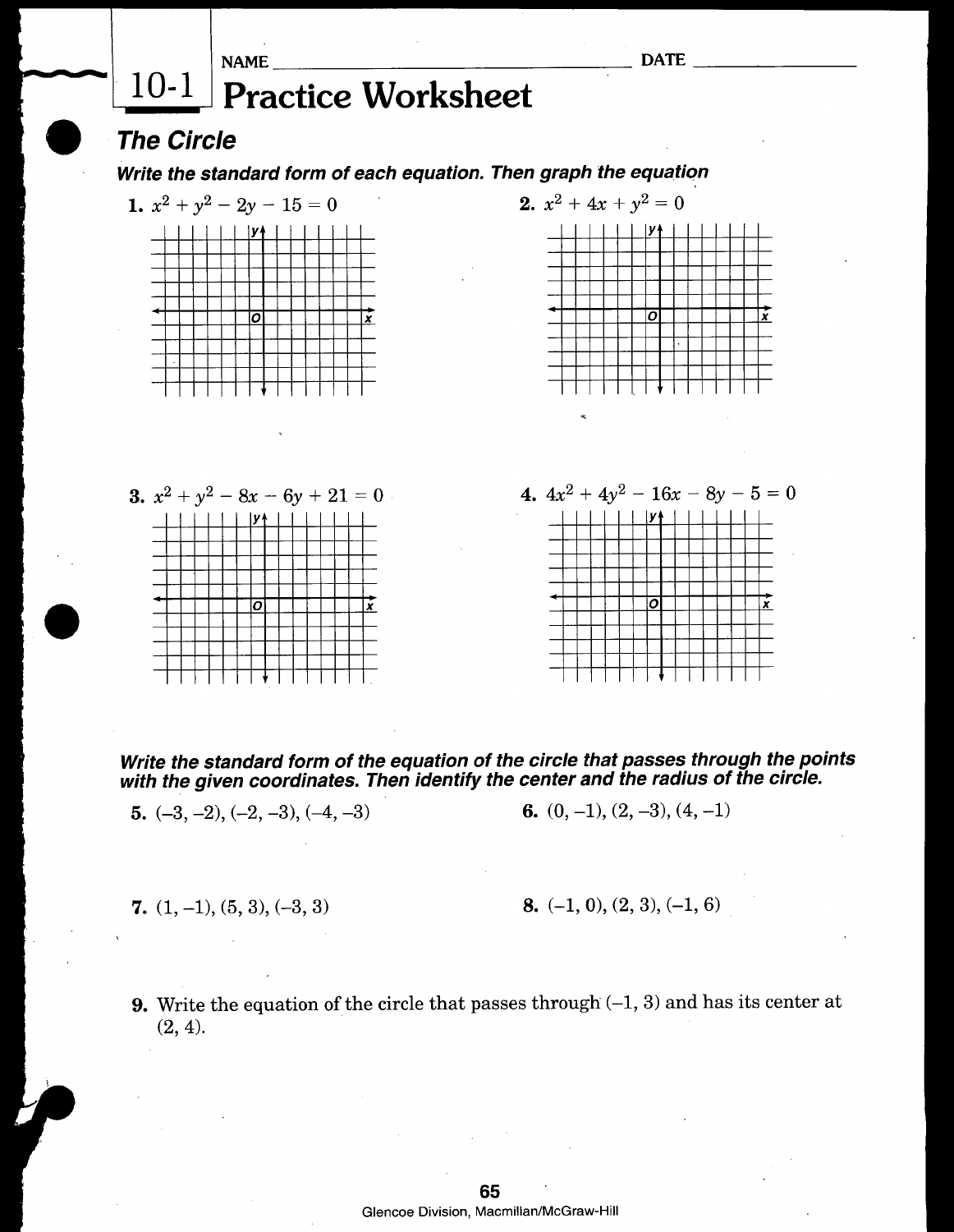NAME ______________________ DATE ____________

# 10-1 Practice Worksheet

## The Circle

***Write the standard form of each equation. Then graph the equation***

1. $x^2 + y^2 - 2y - 15 = 0$

2. $x^2 + 4x + y^2 = 0$

3. $x^2 + y^2 - 8x - 6y + 21 = 0$

4. $4x^2 + 4y^2 - 16x - 8y - 5 = 0$

***Write the standard form of the equation of the circle that passes through the points with the given coordinates. Then identify the center and the radius of the circle.***

5. $(-3, -2), (-2, -3), (-4, -3)$

6. $(0, -1), (2, -3), (4, -1)$

7. $(1, -1), (5, 3), (-3, 3)$

8. $(-1, 0), (2, 3), (-1, 6)$

9. Write the equation of the circle that passes through $(-1, 3)$ and has its center at $(2, 4)$.

Glencoe Division, Macmillan/McGraw-Hill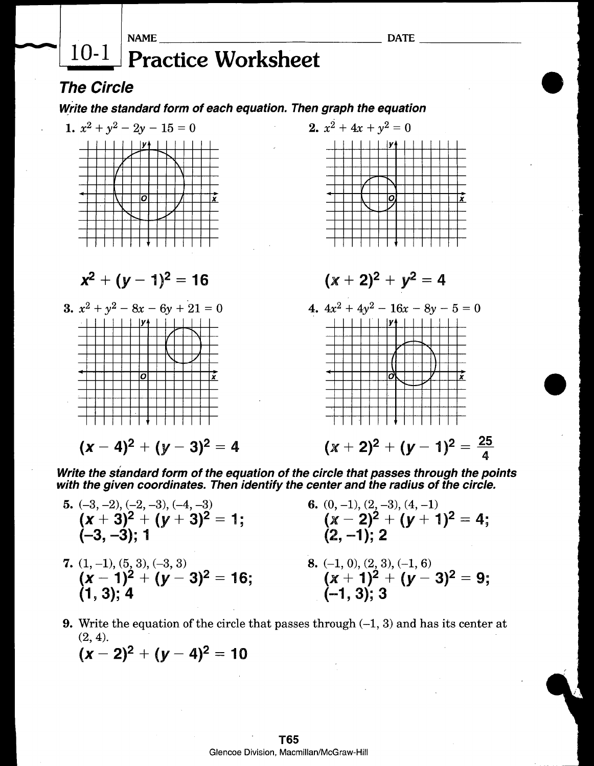NAME ______________________ DATE ____________

# 10-1 Practice Worksheet

## The Circle

***Write the standard form of each equation. Then graph the equation***

1. $x^2 + y^2 - 2y - 15 = 0$

   $x^2 + (y - 1)^2 = 16$

2. $x^2 + 4x + y^2 = 0$

   $(x + 2)^2 + y^2 = 4$

3. $x^2 + y^2 - 8x - 6y + 21 = 0$

   $(x - 4)^2 + (y - 3)^2 = 4$

4. $4x^2 + 4y^2 - 16x - 8y - 5 = 0$

   $(x + 2)^2 + (y - 1)^2 = \frac{25}{4}$

***Write the standard form of the equation of the circle that passes through the points with the given coordinates. Then identify the center and the radius of the circle.***

5. $(-3, -2), (-2, -3), (-4, -3)$

   $(x + 3)^2 + (y + 3)^2 = 1$; $(-3, -3)$; 1

6. $(0, -1), (2, -3), (4, -1)$

   $(x - 2)^2 + (y + 1)^2 = 4$; $(2, -1)$; 2

7. $(1, -1), (5, 3), (-3, 3)$

   $(x - 1)^2 + (y - 3)^2 = 16$; $(1, 3)$; 4

8. $(-1, 0), (2, 3), (-1, 6)$

   $(x + 1)^2 + (y - 3)^2 = 9$; $(-1, 3)$; 3

9. Write the equation of the circle that passes through $(-1, 3)$ and has its center at $(2, 4)$.

   $(x - 2)^2 + (y - 4)^2 = 10$

T65

Glencoe Division, Macmillan/McGraw-Hill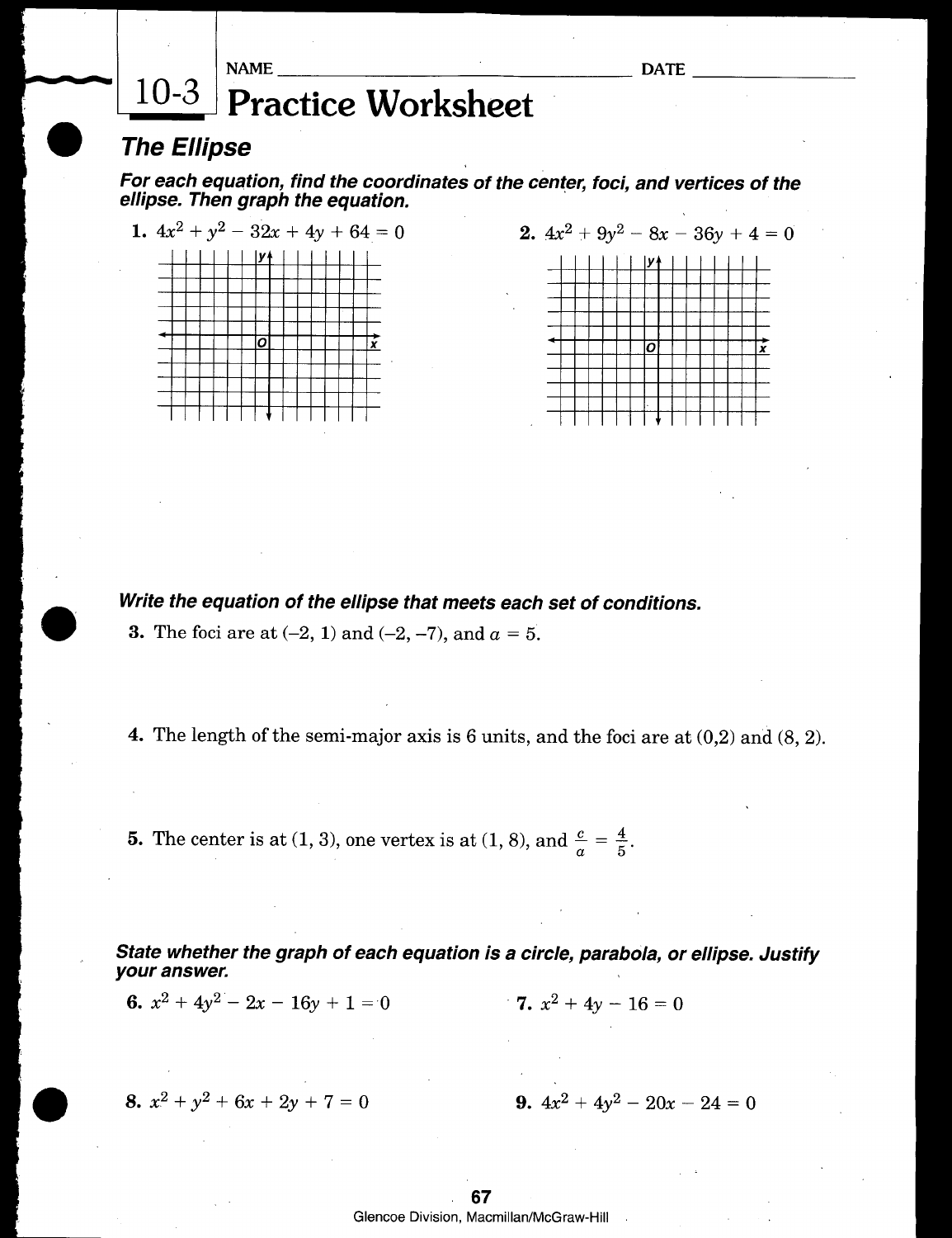NAME ______________________ DATE ____________

# 10-3 Practice Worksheet

## *The Ellipse*

***For each equation, find the coordinates of the center, foci, and vertices of the ellipse. Then graph the equation.***

**1.** $4x^2 + y^2 - 32x + 4y + 64 = 0$

**2.** $4x^2 + 9y^2 - 8x - 36y + 4 = 0$

***Write the equation of the ellipse that meets each set of conditions.***

**3.** The foci are at $(-2, 1)$ and $(-2, -7)$, and $a = 5$.

**4.** The length of the semi-major axis is 6 units, and the foci are at $(0,2)$ and $(8, 2)$.

**5.** The center is at $(1, 3)$, one vertex is at $(1, 8)$, and $\frac{c}{a} = \frac{4}{5}$.

***State whether the graph of each equation is a circle, parabola, or ellipse. Justify your answer.***

**6.** $x^2 + 4y^2 - 2x - 16y + 1 = 0$

**7.** $x^2 + 4y - 16 = 0$

**8.** $x^2 + y^2 + 6x + 2y + 7 = 0$

**9.** $4x^2 + 4y^2 - 20x - 24 = 0$

Glencoe Division, Macmillan/McGraw-Hill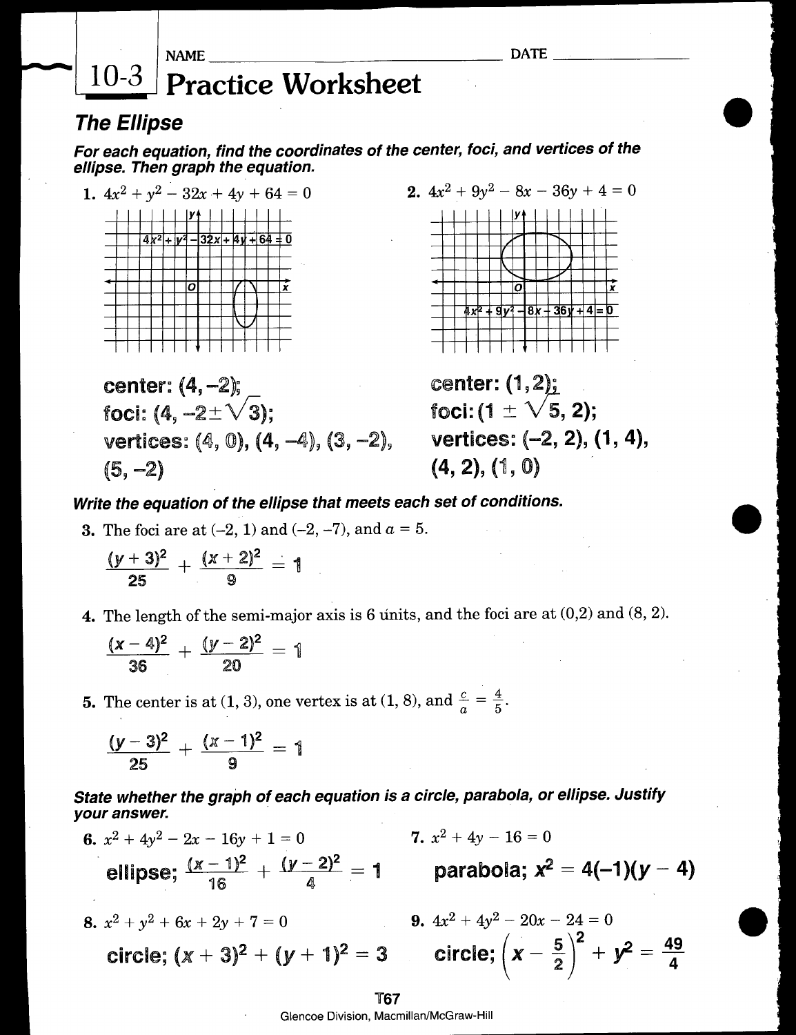NAME ______________________ DATE ____________

# 10-3 Practice Worksheet

## The Ellipse

***For each equation, find the coordinates of the center, foci, and vertices of the ellipse. Then graph the equation.***

**1.** $4x^2 + y^2 - 32x + 4y + 64 = 0$

$4x^2 + y^2 - 32x + 4y + 64 = 0$

y

O

x

center: $(4, -2)$;
foci: $(4, -2 \pm \sqrt{3})$;
vertices: $(4, 0)$, $(4, -4)$, $(3, -2)$, $(5, -2)$

**2.** $4x^2 + 9y^2 - 8x - 36y + 4 = 0$

y

O

x

$4x^2 + 9y^2 - 8x - 36y + 4 = 0$

center: $(1, 2)$;
foci: $(1 \pm \sqrt{5}, 2)$;
vertices: $(-2, 2)$, $(1, 4)$, $(4, 2)$, $(1, 0)$

***Write the equation of the ellipse that meets each set of conditions.***

**3.** The foci are at $(-2, 1)$ and $(-2, -7)$, and $a = 5$.

$$\frac{(y+3)^2}{25} + \frac{(x+2)^2}{9} = 1$$

**4.** The length of the semi-major axis is 6 units, and the foci are at $(0,2)$ and $(8, 2)$.

$$\frac{(x-4)^2}{36} + \frac{(y-2)^2}{20} = 1$$

**5.** The center is at $(1, 3)$, one vertex is at $(1, 8)$, and $\frac{c}{a} = \frac{4}{5}$.

$$\frac{(y-3)^2}{25} + \frac{(x-1)^2}{9} = 1$$

***State whether the graph of each equation is a circle, parabola, or ellipse. Justify your answer.***

**6.** $x^2 + 4y^2 - 2x - 16y + 1 = 0$

ellipse; $\frac{(x-1)^2}{16} + \frac{(y-2)^2}{4} = 1$

**7.** $x^2 + 4y - 16 = 0$

parabola; $x^2 = 4(-1)(y - 4)$

**8.** $x^2 + y^2 + 6x + 2y + 7 = 0$

circle; $(x + 3)^2 + (y + 1)^2 = 3$

**9.** $4x^2 + 4y^2 - 20x - 24 = 0$

circle; $\left(x - \frac{5}{2}\right)^2 + y^2 = \frac{49}{4}$

T67

Glencoe Division, Macmillan/McGraw-Hill